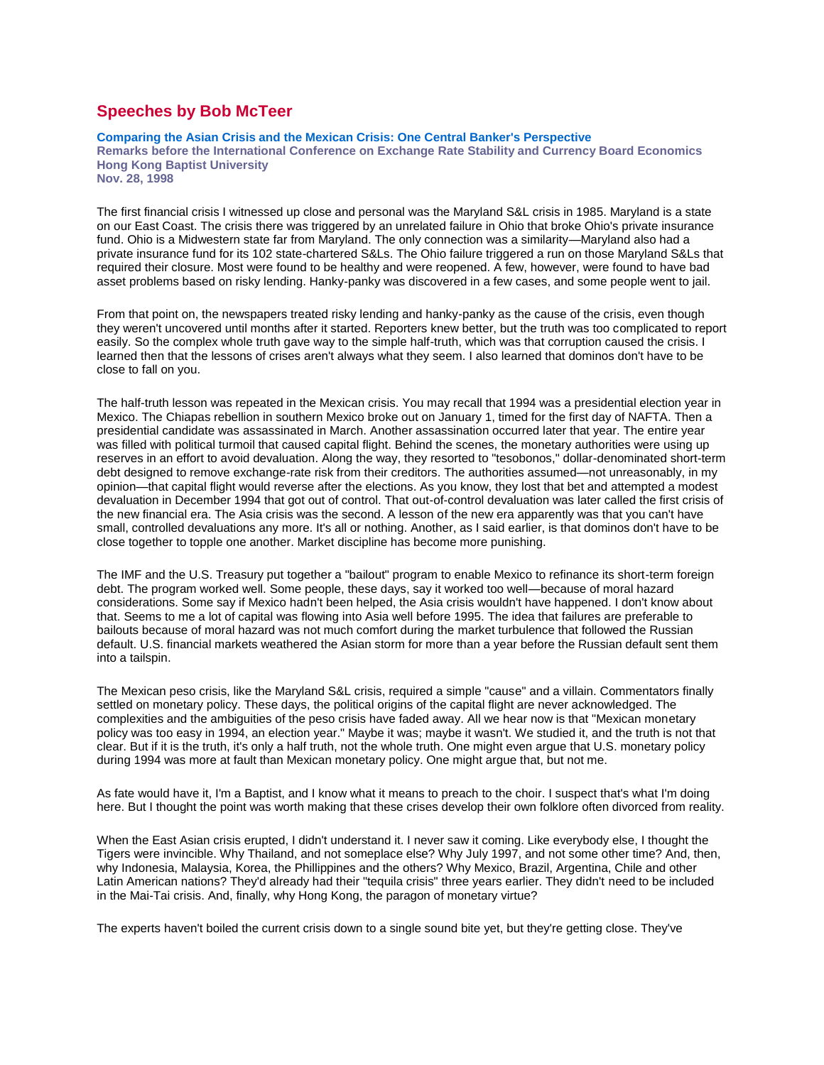# Speeches by Bob McTeer

**Comparing the Asian Crisis and the Mexican Crisis: One Central Banker's Perspective**
**Remarks before the International Conference on Exchange Rate Stability and Currency Board Economics**
**Hong Kong Baptist University**
**Nov. 28, 1998**

The first financial crisis I witnessed up close and personal was the Maryland S&L crisis in 1985. Maryland is a state on our East Coast. The crisis there was triggered by an unrelated failure in Ohio that broke Ohio's private insurance fund. Ohio is a Midwestern state far from Maryland. The only connection was a similarity—Maryland also had a private insurance fund for its 102 state-chartered S&Ls. The Ohio failure triggered a run on those Maryland S&Ls that required their closure. Most were found to be healthy and were reopened. A few, however, were found to have bad asset problems based on risky lending. Hanky-panky was discovered in a few cases, and some people went to jail.

From that point on, the newspapers treated risky lending and hanky-panky as the cause of the crisis, even though they weren't uncovered until months after it started. Reporters knew better, but the truth was too complicated to report easily. So the complex whole truth gave way to the simple half-truth, which was that corruption caused the crisis. I learned then that the lessons of crises aren't always what they seem. I also learned that dominos don't have to be close to fall on you.

The half-truth lesson was repeated in the Mexican crisis. You may recall that 1994 was a presidential election year in Mexico. The Chiapas rebellion in southern Mexico broke out on January 1, timed for the first day of NAFTA. Then a presidential candidate was assassinated in March. Another assassination occurred later that year. The entire year was filled with political turmoil that caused capital flight. Behind the scenes, the monetary authorities were using up reserves in an effort to avoid devaluation. Along the way, they resorted to "tesobonos," dollar-denominated short-term debt designed to remove exchange-rate risk from their creditors. The authorities assumed—not unreasonably, in my opinion—that capital flight would reverse after the elections. As you know, they lost that bet and attempted a modest devaluation in December 1994 that got out of control. That out-of-control devaluation was later called the first crisis of the new financial era. The Asia crisis was the second. A lesson of the new era apparently was that you can't have small, controlled devaluations any more. It's all or nothing. Another, as I said earlier, is that dominos don't have to be close together to topple one another. Market discipline has become more punishing.

The IMF and the U.S. Treasury put together a "bailout" program to enable Mexico to refinance its short-term foreign debt. The program worked well. Some people, these days, say it worked too well—because of moral hazard considerations. Some say if Mexico hadn't been helped, the Asia crisis wouldn't have happened. I don't know about that. Seems to me a lot of capital was flowing into Asia well before 1995. The idea that failures are preferable to bailouts because of moral hazard was not much comfort during the market turbulence that followed the Russian default. U.S. financial markets weathered the Asian storm for more than a year before the Russian default sent them into a tailspin.

The Mexican peso crisis, like the Maryland S&L crisis, required a simple "cause" and a villain. Commentators finally settled on monetary policy. These days, the political origins of the capital flight are never acknowledged. The complexities and the ambiguities of the peso crisis have faded away. All we hear now is that "Mexican monetary policy was too easy in 1994, an election year." Maybe it was; maybe it wasn't. We studied it, and the truth is not that clear. But if it is the truth, it's only a half truth, not the whole truth. One might even argue that U.S. monetary policy during 1994 was more at fault than Mexican monetary policy. One might argue that, but not me.

As fate would have it, I'm a Baptist, and I know what it means to preach to the choir. I suspect that's what I'm doing here. But I thought the point was worth making that these crises develop their own folklore often divorced from reality.

When the East Asian crisis erupted, I didn't understand it. I never saw it coming. Like everybody else, I thought the Tigers were invincible. Why Thailand, and not someplace else? Why July 1997, and not some other time? And, then, why Indonesia, Malaysia, Korea, the Phillippines and the others? Why Mexico, Brazil, Argentina, Chile and other Latin American nations? They'd already had their "tequila crisis" three years earlier. They didn't need to be included in the Mai-Tai crisis. And, finally, why Hong Kong, the paragon of monetary virtue?

The experts haven't boiled the current crisis down to a single sound bite yet, but they're getting close. They've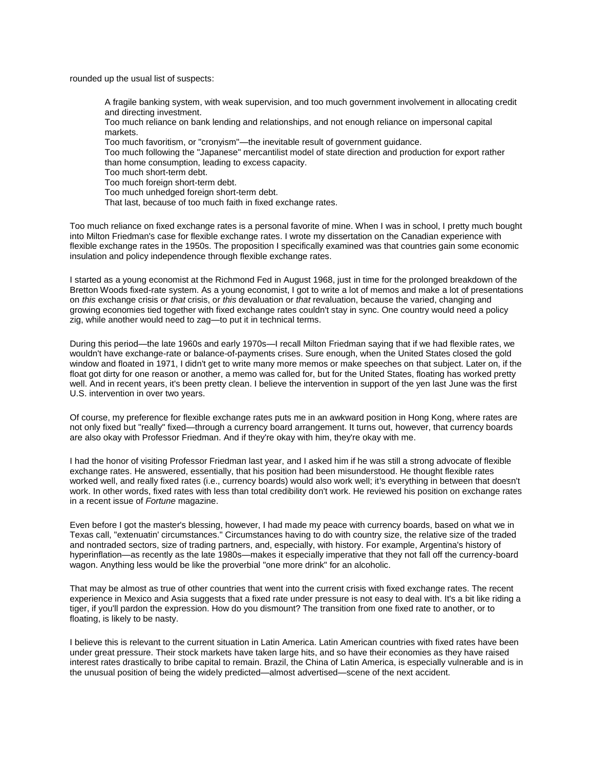rounded up the usual list of suspects:

> A fragile banking system, with weak supervision, and too much government involvement in allocating credit and directing investment.
> Too much reliance on bank lending and relationships, and not enough reliance on impersonal capital markets.
> Too much favoritism, or "cronyism"—the inevitable result of government guidance.
> Too much following the "Japanese" mercantilist model of state direction and production for export rather than home consumption, leading to excess capacity.
> Too much short-term debt.
> Too much foreign short-term debt.
> Too much unhedged foreign short-term debt.
> That last, because of too much faith in fixed exchange rates.

Too much reliance on fixed exchange rates is a personal favorite of mine. When I was in school, I pretty much bought into Milton Friedman's case for flexible exchange rates. I wrote my dissertation on the Canadian experience with flexible exchange rates in the 1950s. The proposition I specifically examined was that countries gain some economic insulation and policy independence through flexible exchange rates.

I started as a young economist at the Richmond Fed in August 1968, just in time for the prolonged breakdown of the Bretton Woods fixed-rate system. As a young economist, I got to write a lot of memos and make a lot of presentations on *this* exchange crisis or *that* crisis, or *this* devaluation or *that* revaluation, because the varied, changing and growing economies tied together with fixed exchange rates couldn't stay in sync. One country would need a policy zig, while another would need to zag—to put it in technical terms.

During this period—the late 1960s and early 1970s—I recall Milton Friedman saying that if we had flexible rates, we wouldn't have exchange-rate or balance-of-payments crises. Sure enough, when the United States closed the gold window and floated in 1971, I didn't get to write many more memos or make speeches on that subject. Later on, if the float got dirty for one reason or another, a memo was called for, but for the United States, floating has worked pretty well. And in recent years, it's been pretty clean. I believe the intervention in support of the yen last June was the first U.S. intervention in over two years.

Of course, my preference for flexible exchange rates puts me in an awkward position in Hong Kong, where rates are not only fixed but "really" fixed—through a currency board arrangement. It turns out, however, that currency boards are also okay with Professor Friedman. And if they're okay with him, they're okay with me.

I had the honor of visiting Professor Friedman last year, and I asked him if he was still a strong advocate of flexible exchange rates. He answered, essentially, that his position had been misunderstood. He thought flexible rates worked well, and really fixed rates (i.e., currency boards) would also work well; it's everything in between that doesn't work. In other words, fixed rates with less than total credibility don't work. He reviewed his position on exchange rates in a recent issue of *Fortune* magazine.

Even before I got the master's blessing, however, I had made my peace with currency boards, based on what we in Texas call, "extenuatin' circumstances." Circumstances having to do with country size, the relative size of the traded and nontraded sectors, size of trading partners, and, especially, with history. For example, Argentina's history of hyperinflation—as recently as the late 1980s—makes it especially imperative that they not fall off the currency-board wagon. Anything less would be like the proverbial "one more drink" for an alcoholic.

That may be almost as true of other countries that went into the current crisis with fixed exchange rates. The recent experience in Mexico and Asia suggests that a fixed rate under pressure is not easy to deal with. It's a bit like riding a tiger, if you'll pardon the expression. How do you dismount? The transition from one fixed rate to another, or to floating, is likely to be nasty.

I believe this is relevant to the current situation in Latin America. Latin American countries with fixed rates have been under great pressure. Their stock markets have taken large hits, and so have their economies as they have raised interest rates drastically to bribe capital to remain. Brazil, the China of Latin America, is especially vulnerable and is in the unusual position of being the widely predicted—almost advertised—scene of the next accident.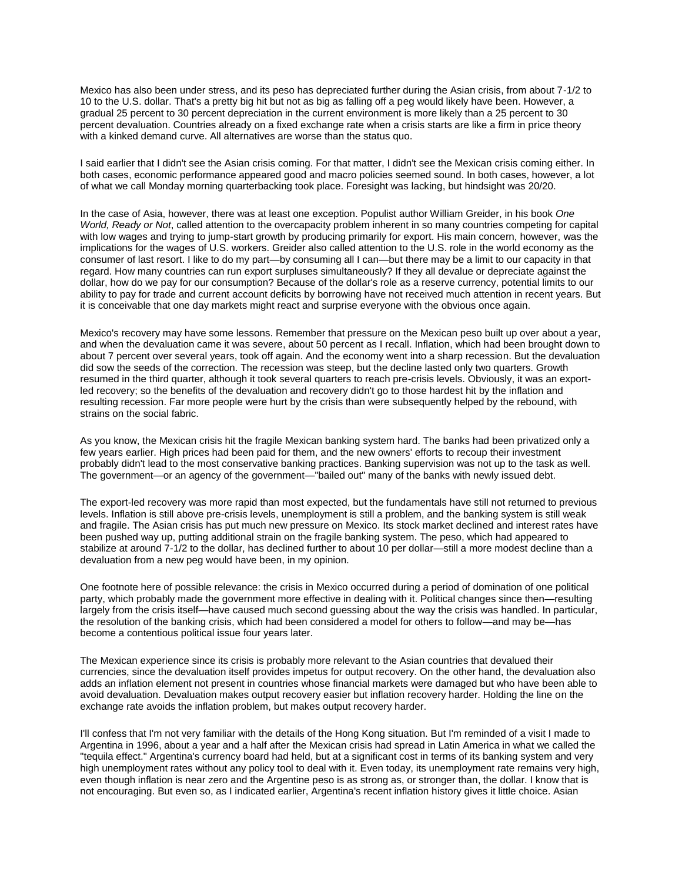Mexico has also been under stress, and its peso has depreciated further during the Asian crisis, from about 7-1/2 to 10 to the U.S. dollar. That's a pretty big hit but not as big as falling off a peg would likely have been. However, a gradual 25 percent to 30 percent depreciation in the current environment is more likely than a 25 percent to 30 percent devaluation. Countries already on a fixed exchange rate when a crisis starts are like a firm in price theory with a kinked demand curve. All alternatives are worse than the status quo.

I said earlier that I didn't see the Asian crisis coming. For that matter, I didn't see the Mexican crisis coming either. In both cases, economic performance appeared good and macro policies seemed sound. In both cases, however, a lot of what we call Monday morning quarterbacking took place. Foresight was lacking, but hindsight was 20/20.

In the case of Asia, however, there was at least one exception. Populist author William Greider, in his book *One World, Ready or Not*, called attention to the overcapacity problem inherent in so many countries competing for capital with low wages and trying to jump-start growth by producing primarily for export. His main concern, however, was the implications for the wages of U.S. workers. Greider also called attention to the U.S. role in the world economy as the consumer of last resort. I like to do my part—by consuming all I can—but there may be a limit to our capacity in that regard. How many countries can run export surpluses simultaneously? If they all devalue or depreciate against the dollar, how do we pay for our consumption? Because of the dollar's role as a reserve currency, potential limits to our ability to pay for trade and current account deficits by borrowing have not received much attention in recent years. But it is conceivable that one day markets might react and surprise everyone with the obvious once again.

Mexico's recovery may have some lessons. Remember that pressure on the Mexican peso built up over about a year, and when the devaluation came it was severe, about 50 percent as I recall. Inflation, which had been brought down to about 7 percent over several years, took off again. And the economy went into a sharp recession. But the devaluation did sow the seeds of the correction. The recession was steep, but the decline lasted only two quarters. Growth resumed in the third quarter, although it took several quarters to reach pre-crisis levels. Obviously, it was an export-led recovery; so the benefits of the devaluation and recovery didn't go to those hardest hit by the inflation and resulting recession. Far more people were hurt by the crisis than were subsequently helped by the rebound, with strains on the social fabric.

As you know, the Mexican crisis hit the fragile Mexican banking system hard. The banks had been privatized only a few years earlier. High prices had been paid for them, and the new owners' efforts to recoup their investment probably didn't lead to the most conservative banking practices. Banking supervision was not up to the task as well. The government—or an agency of the government—"bailed out" many of the banks with newly issued debt.

The export-led recovery was more rapid than most expected, but the fundamentals have still not returned to previous levels. Inflation is still above pre-crisis levels, unemployment is still a problem, and the banking system is still weak and fragile. The Asian crisis has put much new pressure on Mexico. Its stock market declined and interest rates have been pushed way up, putting additional strain on the fragile banking system. The peso, which had appeared to stabilize at around 7-1/2 to the dollar, has declined further to about 10 per dollar—still a more modest decline than a devaluation from a new peg would have been, in my opinion.

One footnote here of possible relevance: the crisis in Mexico occurred during a period of domination of one political party, which probably made the government more effective in dealing with it. Political changes since then—resulting largely from the crisis itself—have caused much second guessing about the way the crisis was handled. In particular, the resolution of the banking crisis, which had been considered a model for others to follow—and may be—has become a contentious political issue four years later.

The Mexican experience since its crisis is probably more relevant to the Asian countries that devalued their currencies, since the devaluation itself provides impetus for output recovery. On the other hand, the devaluation also adds an inflation element not present in countries whose financial markets were damaged but who have been able to avoid devaluation. Devaluation makes output recovery easier but inflation recovery harder. Holding the line on the exchange rate avoids the inflation problem, but makes output recovery harder.

I'll confess that I'm not very familiar with the details of the Hong Kong situation. But I'm reminded of a visit I made to Argentina in 1996, about a year and a half after the Mexican crisis had spread in Latin America in what we called the "tequila effect." Argentina's currency board had held, but at a significant cost in terms of its banking system and very high unemployment rates without any policy tool to deal with it. Even today, its unemployment rate remains very high, even though inflation is near zero and the Argentine peso is as strong as, or stronger than, the dollar. I know that is not encouraging. But even so, as I indicated earlier, Argentina's recent inflation history gives it little choice. Asian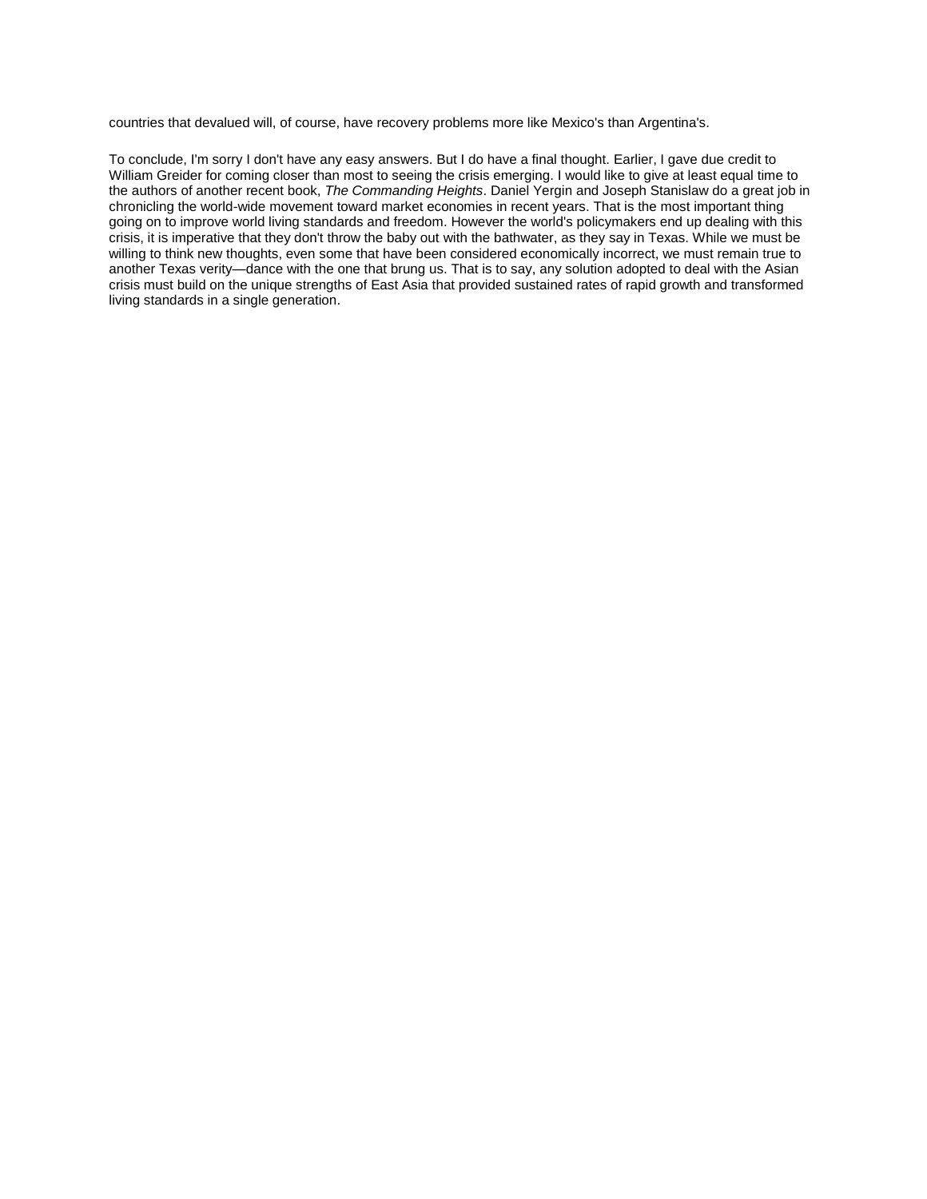countries that devalued will, of course, have recovery problems more like Mexico's than Argentina's.

To conclude, I'm sorry I don't have any easy answers. But I do have a final thought. Earlier, I gave due credit to William Greider for coming closer than most to seeing the crisis emerging. I would like to give at least equal time to the authors of another recent book, *The Commanding Heights*. Daniel Yergin and Joseph Stanislaw do a great job in chronicling the world-wide movement toward market economies in recent years. That is the most important thing going on to improve world living standards and freedom. However the world's policymakers end up dealing with this crisis, it is imperative that they don't throw the baby out with the bathwater, as they say in Texas. While we must be willing to think new thoughts, even some that have been considered economically incorrect, we must remain true to another Texas verity—dance with the one that brung us. That is to say, any solution adopted to deal with the Asian crisis must build on the unique strengths of East Asia that provided sustained rates of rapid growth and transformed living standards in a single generation.